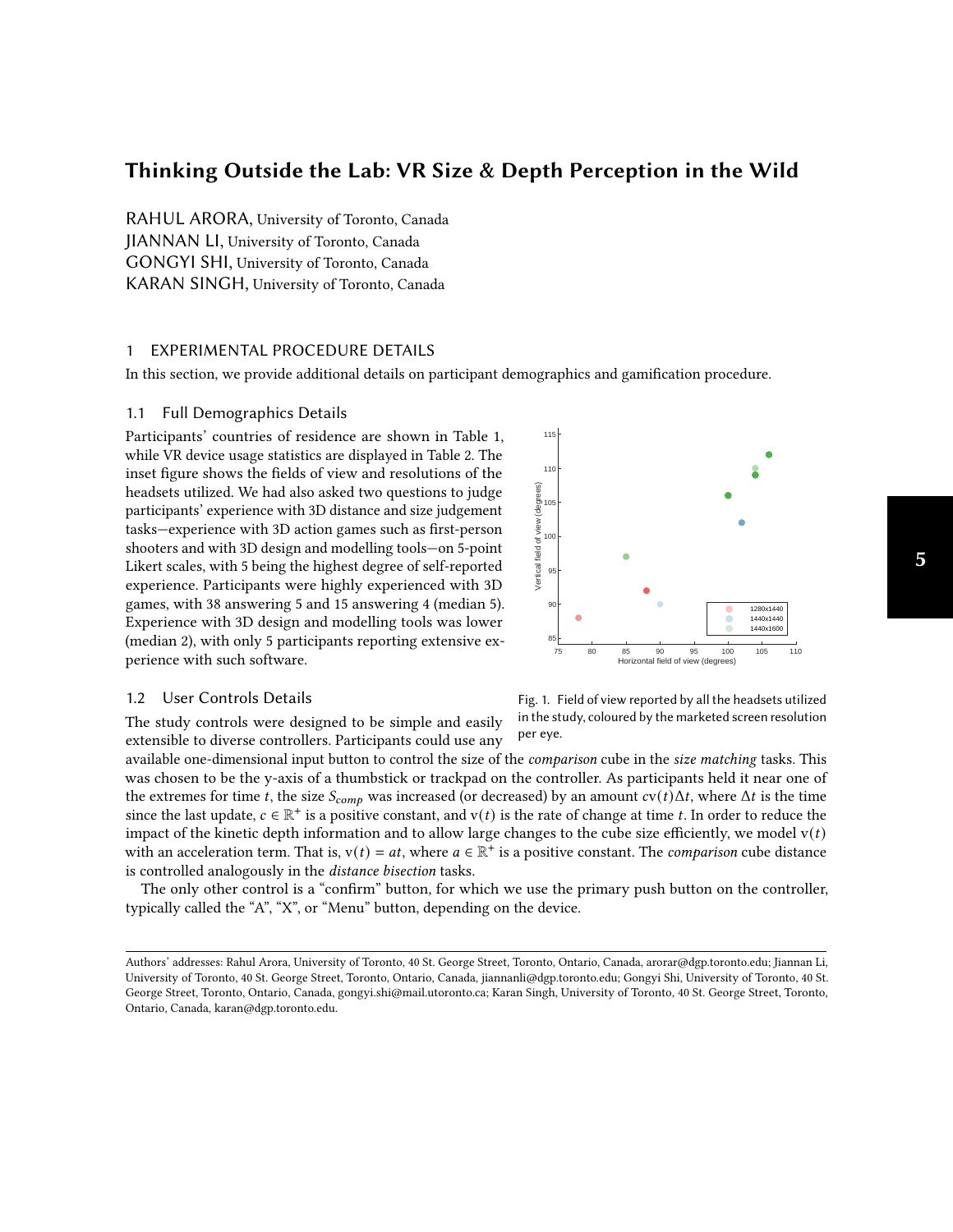# Thinking Outside the Lab: VR Size & Depth Perception in the Wild

RAHUL ARORA, University of Toronto, Canada
JIANNAN LI, University of Toronto, Canada
GONGYI SHI, University of Toronto, Canada
KARAN SINGH, University of Toronto, Canada

## 1 EXPERIMENTAL PROCEDURE DETAILS

In this section, we provide additional details on participant demographics and gamification procedure.

### 1.1 Full Demographics Details

Participants' countries of residence are shown in Table 1, while VR device usage statistics are displayed in Table 2. The inset figure shows the fields of view and resolutions of the headsets utilized. We had also asked two questions to judge participants' experience with 3D distance and size judgement tasks—experience with 3D action games such as first-person shooters and with 3D design and modelling tools—on 5-point Likert scales, with 5 being the highest degree of self-reported experience. Participants were highly experienced with 3D games, with 38 answering 5 and 15 answering 4 (median 5). Experience with 3D design and modelling tools was lower (median 2), with only 5 participants reporting extensive experience with such software.

Fig. 1. Field of view reported by all the headsets utilized in the study, coloured by the marketed screen resolution per eye.

### 1.2 User Controls Details

The study controls were designed to be simple and easily extensible to diverse controllers. Participants could use any available one-dimensional input button to control the size of the *comparison* cube in the *size matching* tasks. This was chosen to be the y-axis of a thumbstick or trackpad on the controller. As participants held it near one of the extremes for time $t$, the size $S_{comp}$ was increased (or decreased) by an amount $c\mathrm{v}(t)\Delta t$, where $\Delta t$ is the time since the last update, $c \in \mathbb{R}^{+}$ is a positive constant, and $\mathrm{v}(t)$ is the rate of change at time $t$. In order to reduce the impact of the kinetic depth information and to allow large changes to the cube size efficiently, we model $\mathrm{v}(t)$ with an acceleration term. That is, $\mathrm{v}(t) = at$, where $a \in \mathbb{R}^{+}$ is a positive constant. The *comparison* cube distance is controlled analogously in the *distance bisection* tasks.

The only other control is a "confirm" button, for which we use the primary push button on the controller, typically called the "A", "X", or "Menu" button, depending on the device.

Authors' addresses: Rahul Arora, University of Toronto, 40 St. George Street, Toronto, Ontario, Canada, arorar@dgp.toronto.edu; Jiannan Li, University of Toronto, 40 St. George Street, Toronto, Ontario, Canada, jiannanli@dgp.toronto.edu; Gongyi Shi, University of Toronto, 40 St. George Street, Toronto, Ontario, Canada, gongyi.shi@mail.utoronto.ca; Karan Singh, University of Toronto, 40 St. George Street, Toronto, Ontario, Canada, karan@dgp.toronto.edu.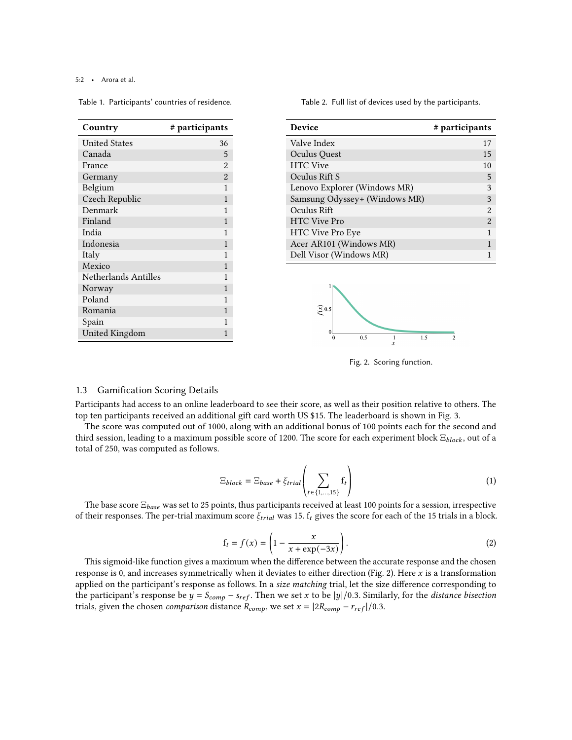Table 1. Participants' countries of residence.

| Country | # participants |
|---|---|
| United States | 36 |
| Canada | 5 |
| France | 2 |
| Germany | 2 |
| Belgium | 1 |
| Czech Republic | 1 |
| Denmark | 1 |
| Finland | 1 |
| India | 1 |
| Indonesia | 1 |
| Italy | 1 |
| Mexico | 1 |
| Netherlands Antilles | 1 |
| Norway | 1 |
| Poland | 1 |
| Romania | 1 |
| Spain | 1 |
| United Kingdom | 1 |

Table 2. Full list of devices used by the participants.

| Device | # participants |
|---|---|
| Valve Index | 17 |
| Oculus Quest | 15 |
| HTC Vive | 10 |
| Oculus Rift S | 5 |
| Lenovo Explorer (Windows MR) | 3 |
| Samsung Odyssey+ (Windows MR) | 3 |
| Oculus Rift | 2 |
| HTC Vive Pro | 2 |
| HTC Vive Pro Eye | 1 |
| Acer AR101 (Windows MR) | 1 |
| Dell Visor (Windows MR) | 1 |

Fig. 2. Scoring function.

### 1.3 Gamification Scoring Details

Participants had access to an online leaderboard to see their score, as well as their position relative to others. The top ten participants received an additional gift card worth US $15. The leaderboard is shown in Fig. 3.

The score was computed out of 1000, along with an additional bonus of 100 points each for the second and third session, leading to a maximum possible score of 1200. The score for each experiment block $\Xi_{block}$, out of a total of 250, was computed as follows.

$$\Xi_{block} = \Xi_{base} + \xi_{trial}\left(\sum_{t\in\{1,\ldots,15\}} \mathrm{f}_t\right) \tag{1}$$

The base score $\Xi_{base}$ was set to 25 points, thus participants received at least 100 points for a session, irrespective of their responses. The per-trial maximum score $\xi_{trial}$ was 15. $\mathrm{f}_t$ gives the score for each of the 15 trials in a block.

$$\mathrm{f}_t = f(x) = \left(1 - \frac{x}{x + \exp(-3x)}\right). \tag{2}$$

This sigmoid-like function gives a maximum when the difference between the accurate response and the chosen response is 0, and increases symmetrically when it deviates to either direction (Fig. 2). Here $x$ is a transformation applied on the participant's response as follows. In a *size matching* trial, let the size difference corresponding to the participant's response be $y = S_{comp} - s_{ref}$. Then we set $x$ to be $|y|/0.3$. Similarly, for the *distance bisection* trials, given the chosen *comparison* distance $R_{comp}$, we set $x = |2R_{comp} - r_{ref}|/0.3$.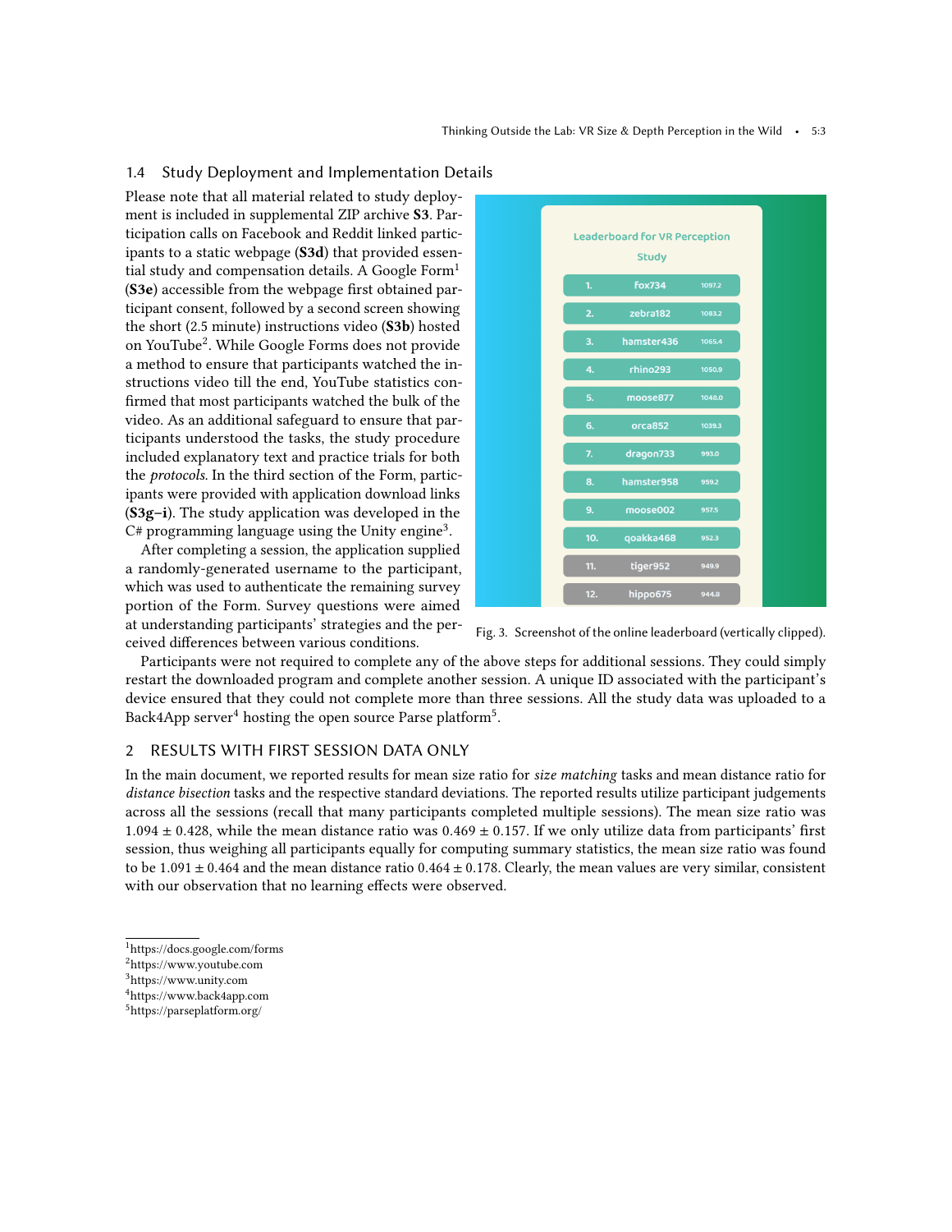## 1.4 Study Deployment and Implementation Details

Please note that all material related to study deployment is included in supplemental ZIP archive **S3**. Participation calls on Facebook and Reddit linked participants to a static webpage (**S3d**) that provided essential study and compensation details. A Google Form[1] (**S3e**) accessible from the webpage first obtained participant consent, followed by a second screen showing the short (2.5 minute) instructions video (**S3b**) hosted on YouTube[2]. While Google Forms does not provide a method to ensure that participants watched the instructions video till the end, YouTube statistics confirmed that most participants watched the bulk of the video. As an additional safeguard to ensure that participants understood the tasks, the study procedure included explanatory text and practice trials for both the *protocols*. In the third section of the Form, participants were provided with application download links (**S3g–i**). The study application was developed in the C# programming language using the Unity engine[3].

After completing a session, the application supplied a randomly-generated username to the participant, which was used to authenticate the remaining survey portion of the Form. Survey questions were aimed at understanding participants' strategies and the perceived differences between various conditions.

Fig. 3. Screenshot of the online leaderboard (vertically clipped).

Participants were not required to complete any of the above steps for additional sessions. They could simply restart the downloaded program and complete another session. A unique ID associated with the participant's device ensured that they could not complete more than three sessions. All the study data was uploaded to a Back4App server[4] hosting the open source Parse platform[5].

## 2 RESULTS WITH FIRST SESSION DATA ONLY

In the main document, we reported results for mean size ratio for *size matching* tasks and mean distance ratio for *distance bisection* tasks and the respective standard deviations. The reported results utilize participant judgements across all the sessions (recall that many participants completed multiple sessions). The mean size ratio was $1.094 \pm 0.428$, while the mean distance ratio was $0.469 \pm 0.157$. If we only utilize data from participants' first session, thus weighing all participants equally for computing summary statistics, the mean size ratio was found to be $1.091 \pm 0.464$ and the mean distance ratio $0.464 \pm 0.178$. Clearly, the mean values are very similar, consistent with our observation that no learning effects were observed.

---

[1] https://docs.google.com/forms
[2] https://www.youtube.com
[3] https://www.unity.com
[4] https://www.back4app.com
[5] https://parseplatform.org/